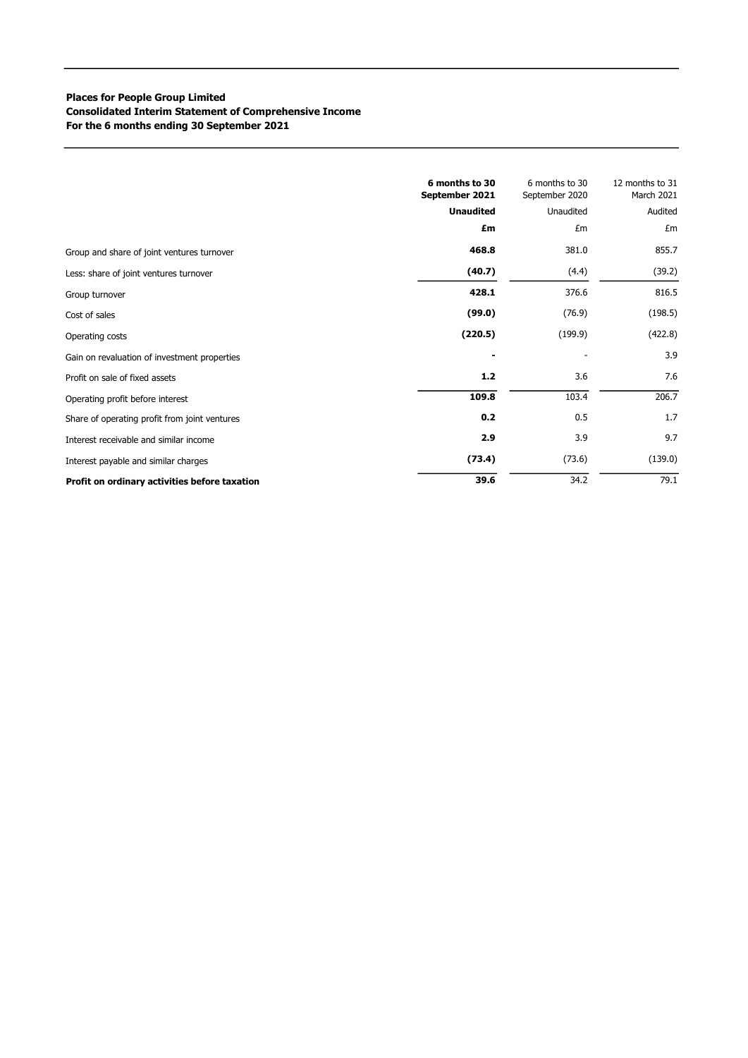**Places for People Group Limited**
**Consolidated Interim Statement of Comprehensive Income**
**For the 6 months ending 30 September 2021**

| | **6 months to 30 September 2021** | 6 months to 30 September 2020 | 12 months to 31 March 2021 |
|---|---|---|---|
| | **Unaudited** | Unaudited | Audited |
| | **£m** | £m | £m |
| Group and share of joint ventures turnover | **468.8** | 381.0 | 855.7 |
| Less: share of joint ventures turnover | **(40.7)** | (4.4) | (39.2) |
| Group turnover | **428.1** | 376.6 | 816.5 |
| Cost of sales | **(99.0)** | (76.9) | (198.5) |
| Operating costs | **(220.5)** | (199.9) | (422.8) |
| Gain on revaluation of investment properties | **-** | - | 3.9 |
| Profit on sale of fixed assets | **1.2** | 3.6 | 7.6 |
| Operating profit before interest | **109.8** | 103.4 | 206.7 |
| Share of operating profit from joint ventures | **0.2** | 0.5 | 1.7 |
| Interest receivable and similar income | **2.9** | 3.9 | 9.7 |
| Interest payable and similar charges | **(73.4)** | (73.6) | (139.0) |
| **Profit on ordinary activities before taxation** | **39.6** | 34.2 | 79.1 |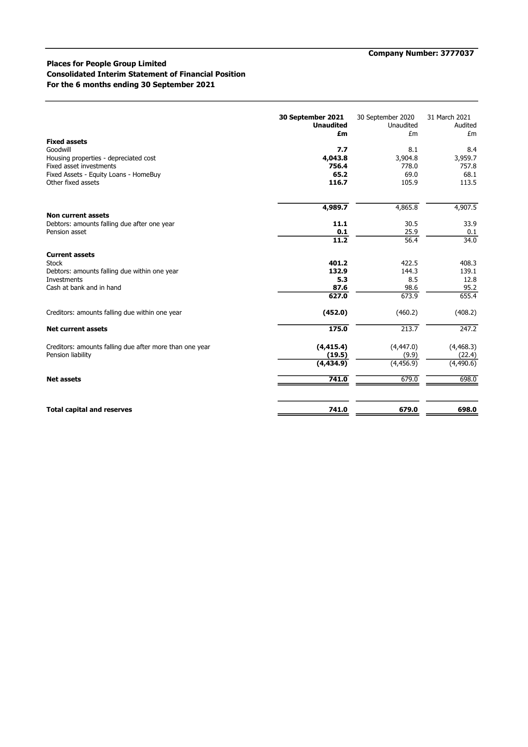**Company Number: 3777037**

**Places for People Group Limited**
**Consolidated Interim Statement of Financial Position**
**For the 6 months ending 30 September 2021**

| | **30 September 2021 Unaudited £m** | 30 September 2020 Unaudited £m | 31 March 2021 Audited £m |
|---|---|---|---|
| **Fixed assets** | | | |
| Goodwill | **7.7** | 8.1 | 8.4 |
| Housing properties - depreciated cost | **4,043.8** | 3,904.8 | 3,959.7 |
| Fixed asset investments | **756.4** | 778.0 | 757.8 |
| Fixed Assets - Equity Loans - HomeBuy | **65.2** | 69.0 | 68.1 |
| Other fixed assets | **116.7** | 105.9 | 113.5 |
| | **4,989.7** | 4,865.8 | 4,907.5 |
| **Non current assets** | | | |
| Debtors: amounts falling due after one year | **11.1** | 30.5 | 33.9 |
| Pension asset | **0.1** | 25.9 | 0.1 |
| | **11.2** | 56.4 | 34.0 |
| **Current assets** | | | |
| Stock | **401.2** | 422.5 | 408.3 |
| Debtors: amounts falling due within one year | **132.9** | 144.3 | 139.1 |
| Investments | **5.3** | 8.5 | 12.8 |
| Cash at bank and in hand | **87.6** | 98.6 | 95.2 |
| | **627.0** | 673.9 | 655.4 |
| Creditors: amounts falling due within one year | **(452.0)** | (460.2) | (408.2) |
| **Net current assets** | **175.0** | 213.7 | 247.2 |
| Creditors: amounts falling due after more than one year | **(4,415.4)** | (4,447.0) | (4,468.3) |
| Pension liability | **(19.5)** | (9.9) | (22.4) |
| | **(4,434.9)** | (4,456.9) | (4,490.6) |
| **Net assets** | **741.0** | 679.0 | 698.0 |
| **Total capital and reserves** | **741.0** | **679.0** | **698.0** |